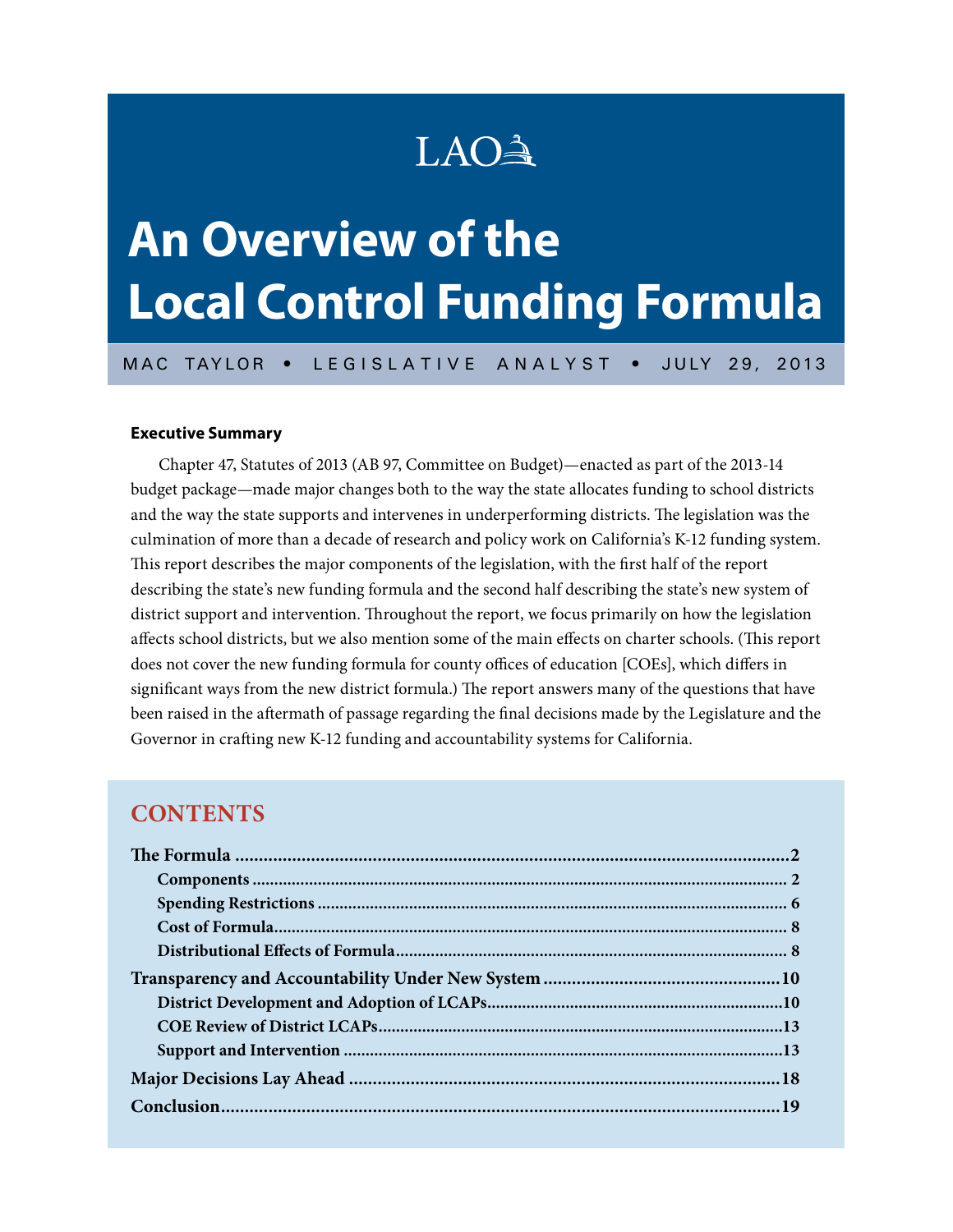LAO

# An Overview of the Local Control Funding Formula

MAC TAYLOR • LEGISLATIVE ANALYST • JULY 29, 2013

**Executive Summary**

Chapter 47, Statutes of 2013 (AB 97, Committee on Budget)—enacted as part of the 2013-14 budget package—made major changes both to the way the state allocates funding to school districts and the way the state supports and intervenes in underperforming districts. The legislation was the culmination of more than a decade of research and policy work on California's K-12 funding system. This report describes the major components of the legislation, with the first half of the report describing the state's new funding formula and the second half describing the state's new system of district support and intervention. Throughout the report, we focus primarily on how the legislation affects school districts, but we also mention some of the main effects on charter schools. (This report does not cover the new funding formula for county offices of education [COEs], which differs in significant ways from the new district formula.) The report answers many of the questions that have been raised in the aftermath of passage regarding the final decisions made by the Legislature and the Governor in crafting new K-12 funding and accountability systems for California.

## CONTENTS

**The Formula** ........................................ 2
- **Components** ........................................ 2
- **Spending Restrictions** ........................................ 6
- **Cost of Formula** ........................................ 8
- **Distributional Effects of Formula** ........................................ 8

**Transparency and Accountability Under New System** ........................................ 10
- **District Development and Adoption of LCAPs** ........................................ 10
- **COE Review of District LCAPs** ........................................ 13
- **Support and Intervention** ........................................ 13

**Major Decisions Lay Ahead** ........................................ 18

**Conclusion** ........................................ 19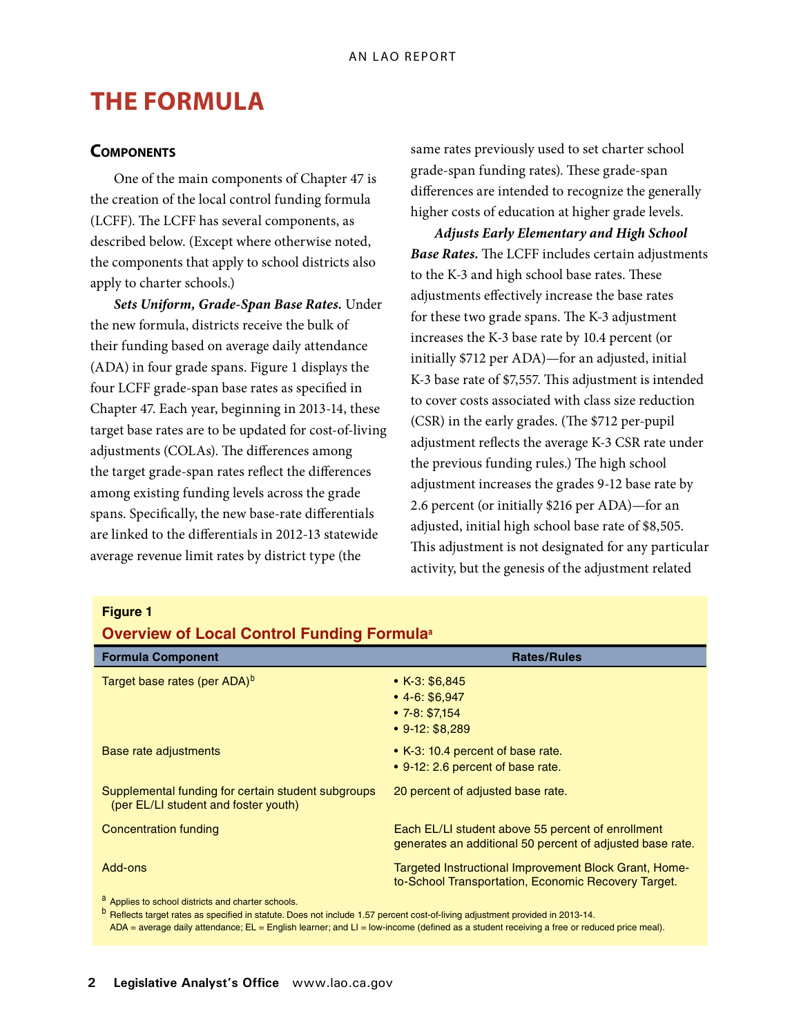# THE FORMULA

## Components

One of the main components of Chapter 47 is the creation of the local control funding formula (LCFF). The LCFF has several components, as described below. (Except where otherwise noted, the components that apply to school districts also apply to charter schools.)

***Sets Uniform, Grade-Span Base Rates.*** Under the new formula, districts receive the bulk of their funding based on average daily attendance (ADA) in four grade spans. Figure 1 displays the four LCFF grade-span base rates as specified in Chapter 47. Each year, beginning in 2013-14, these target base rates are to be updated for cost-of-living adjustments (COLAs). The differences among the target grade-span rates reflect the differences among existing funding levels across the grade spans. Specifically, the new base-rate differentials are linked to the differentials in 2012-13 statewide average revenue limit rates by district type (the same rates previously used to set charter school grade-span funding rates). These grade-span differences are intended to recognize the generally higher costs of education at higher grade levels.

***Adjusts Early Elementary and High School Base Rates.*** The LCFF includes certain adjustments to the K-3 and high school base rates. These adjustments effectively increase the base rates for these two grade spans. The K-3 adjustment increases the K-3 base rate by 10.4 percent (or initially $712 per ADA)—for an adjusted, initial K-3 base rate of $7,557. This adjustment is intended to cover costs associated with class size reduction (CSR) in the early grades. (The $712 per-pupil adjustment reflects the average K-3 CSR rate under the previous funding rules.) The high school adjustment increases the grades 9-12 base rate by 2.6 percent (or initially $216 per ADA)—for an adjusted, initial high school base rate of $8,505. This adjustment is not designated for any particular activity, but the genesis of the adjustment related

**Figure 1**

**Overview of Local Control Funding Formula[a]**

| Formula Component | Rates/Rules |
|---|---|
| Target base rates (per ADA)[b] | • K-3: $6,845<br>• 4-6: $6,947<br>• 7-8: $7,154<br>• 9-12: $8,289 |
| Base rate adjustments | • K-3: 10.4 percent of base rate.<br>• 9-12: 2.6 percent of base rate. |
| Supplemental funding for certain student subgroups (per EL/LI student and foster youth) | 20 percent of adjusted base rate. |
| Concentration funding | Each EL/LI student above 55 percent of enrollment generates an additional 50 percent of adjusted base rate. |
| Add-ons | Targeted Instructional Improvement Block Grant, Home-to-School Transportation, Economic Recovery Target. |

[a] Applies to school districts and charter schools.

[b] Reflects target rates as specified in statute. Does not include 1.57 percent cost-of-living adjustment provided in 2013-14.

ADA = average daily attendance; EL = English learner; and LI = low-income (defined as a student receiving a free or reduced price meal).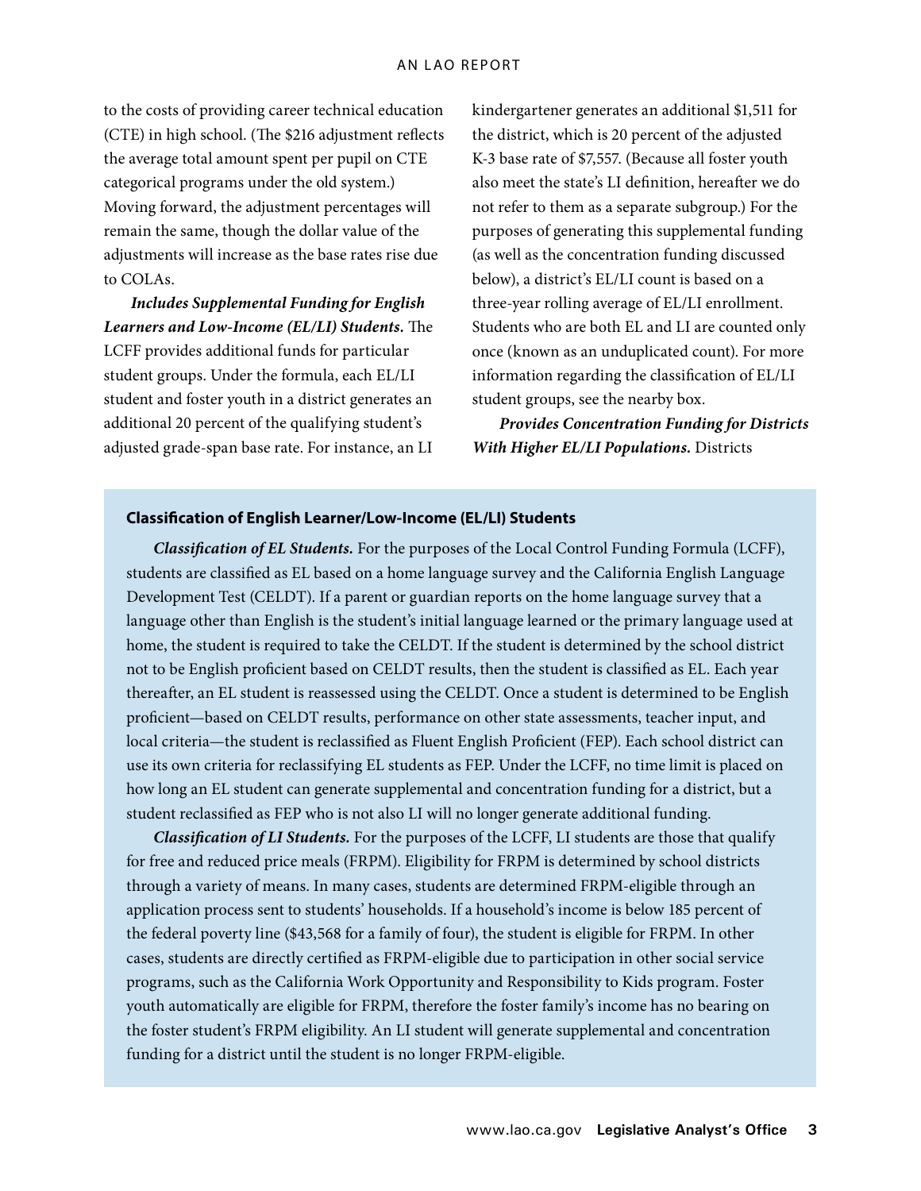to the costs of providing career technical education (CTE) in high school. (The $216 adjustment reflects the average total amount spent per pupil on CTE categorical programs under the old system.) Moving forward, the adjustment percentages will remain the same, though the dollar value of the adjustments will increase as the base rates rise due to COLAs.

***Includes Supplemental Funding for English Learners and Low-Income (EL/LI) Students.*** The LCFF provides additional funds for particular student groups. Under the formula, each EL/LI student and foster youth in a district generates an additional 20 percent of the qualifying student's adjusted grade-span base rate. For instance, an LI kindergartener generates an additional $1,511 for the district, which is 20 percent of the adjusted K-3 base rate of $7,557. (Because all foster youth also meet the state's LI definition, hereafter we do not refer to them as a separate subgroup.) For the purposes of generating this supplemental funding (as well as the concentration funding discussed below), a district's EL/LI count is based on a three-year rolling average of EL/LI enrollment. Students who are both EL and LI are counted only once (known as an unduplicated count). For more information regarding the classification of EL/LI student groups, see the nearby box.

***Provides Concentration Funding for Districts With Higher EL/LI Populations.*** Districts

**Classification of English Learner/Low-Income (EL/LI) Students**

***Classification of EL Students.*** For the purposes of the Local Control Funding Formula (LCFF), students are classified as EL based on a home language survey and the California English Language Development Test (CELDT). If a parent or guardian reports on the home language survey that a language other than English is the student's initial language learned or the primary language used at home, the student is required to take the CELDT. If the student is determined by the school district not to be English proficient based on CELDT results, then the student is classified as EL. Each year thereafter, an EL student is reassessed using the CELDT. Once a student is determined to be English proficient—based on CELDT results, performance on other state assessments, teacher input, and local criteria—the student is reclassified as Fluent English Proficient (FEP). Each school district can use its own criteria for reclassifying EL students as FEP. Under the LCFF, no time limit is placed on how long an EL student can generate supplemental and concentration funding for a district, but a student reclassified as FEP who is not also LI will no longer generate additional funding.

***Classification of LI Students.*** For the purposes of the LCFF, LI students are those that qualify for free and reduced price meals (FRPM). Eligibility for FRPM is determined by school districts through a variety of means. In many cases, students are determined FRPM-eligible through an application process sent to students' households. If a household's income is below 185 percent of the federal poverty line ($43,568 for a family of four), the student is eligible for FRPM. In other cases, students are directly certified as FRPM-eligible due to participation in other social service programs, such as the California Work Opportunity and Responsibility to Kids program. Foster youth automatically are eligible for FRPM, therefore the foster family's income has no bearing on the foster student's FRPM eligibility. An LI student will generate supplemental and concentration funding for a district until the student is no longer FRPM-eligible.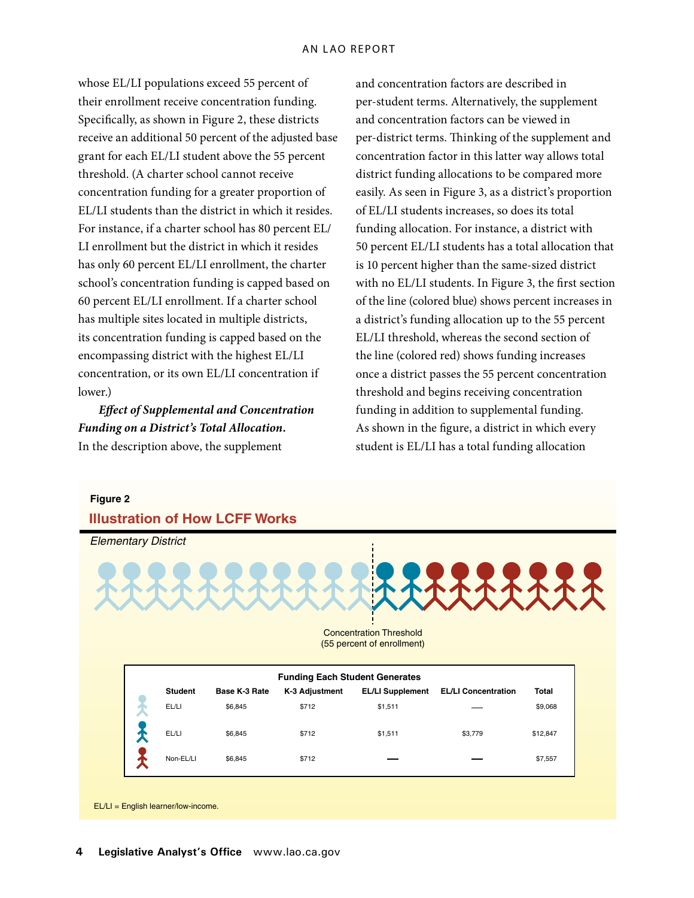whose EL/LI populations exceed 55 percent of their enrollment receive concentration funding. Specifically, as shown in Figure 2, these districts receive an additional 50 percent of the adjusted base grant for each EL/LI student above the 55 percent threshold. (A charter school cannot receive concentration funding for a greater proportion of EL/LI students than the district in which it resides. For instance, if a charter school has 80 percent EL/LI enrollment but the district in which it resides has only 60 percent EL/LI enrollment, the charter school's concentration funding is capped based on 60 percent EL/LI enrollment. If a charter school has multiple sites located in multiple districts, its concentration funding is capped based on the encompassing district with the highest EL/LI concentration, or its own EL/LI concentration if lower.)

***Effect of Supplemental and Concentration Funding on a District's Total Allocation.*** In the description above, the supplement and concentration factors are described in per-student terms. Alternatively, the supplement and concentration factors can be viewed in per-district terms. Thinking of the supplement and concentration factor in this latter way allows total district funding allocations to be compared more easily. As seen in Figure 3, as a district's proportion of EL/LI students increases, so does its total funding allocation. For instance, a district with 50 percent EL/LI students has a total allocation that is 10 percent higher than the same-sized district with no EL/LI students. In Figure 3, the first section of the line (colored blue) shows percent increases in a district's funding allocation up to the 55 percent EL/LI threshold, whereas the second section of the line (colored red) shows funding increases once a district passes the 55 percent concentration threshold and begins receiving concentration funding in addition to supplemental funding. As shown in the figure, a district in which every student is EL/LI has a total funding allocation

**Figure 2**

**Illustration of How LCFF Works**

*Elementary District*

Concentration Threshold (55 percent of enrollment)

**Funding Each Student Generates**

| Student | Base K-3 Rate | K-3 Adjustment | EL/LI Supplement | EL/LI Concentration | Total |
|---|---|---|---|---|---|
| EL/LI | $6,845 | $712 | $1,511 | — | $9,068 |
| EL/LI | $6,845 | $712 | $1,511 | $3,779 | $12,847 |
| Non-EL/LI | $6,845 | $712 | — | — | $7,557 |

EL/LI = English learner/low-income.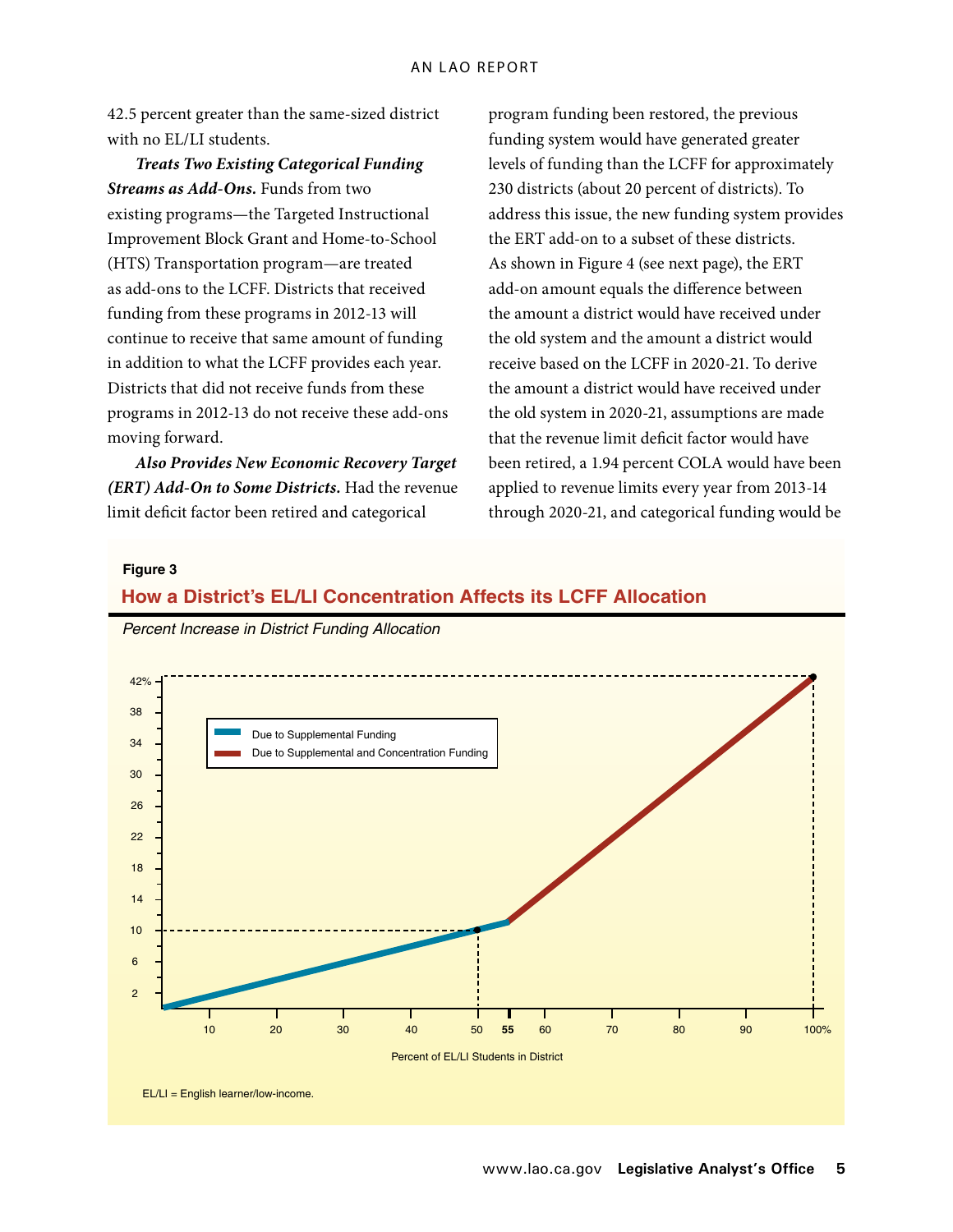42.5 percent greater than the same-sized district with no EL/LI students.

***Treats Two Existing Categorical Funding Streams as Add-Ons.*** Funds from two existing programs—the Targeted Instructional Improvement Block Grant and Home-to-School (HTS) Transportation program—are treated as add-ons to the LCFF. Districts that received funding from these programs in 2012-13 will continue to receive that same amount of funding in addition to what the LCFF provides each year. Districts that did not receive funds from these programs in 2012-13 do not receive these add-ons moving forward.

***Also Provides New Economic Recovery Target (ERT) Add-On to Some Districts.*** Had the revenue limit deficit factor been retired and categorical program funding been restored, the previous funding system would have generated greater levels of funding than the LCFF for approximately 230 districts (about 20 percent of districts). To address this issue, the new funding system provides the ERT add-on to a subset of these districts. As shown in Figure 4 (see next page), the ERT add-on amount equals the difference between the amount a district would have received under the old system and the amount a district would receive based on the LCFF in 2020-21. To derive the amount a district would have received under the old system in 2020-21, assumptions are made that the revenue limit deficit factor would have been retired, a 1.94 percent COLA would have been applied to revenue limits every year from 2013-14 through 2020-21, and categorical funding would be

**Figure 3**

**How a District's EL/LI Concentration Affects its LCFF Allocation**

*Percent Increase in District Funding Allocation*

Legend: Due to Supplemental Funding; Due to Supplemental and Concentration Funding

Percent of EL/LI Students in District

EL/LI = English learner/low-income.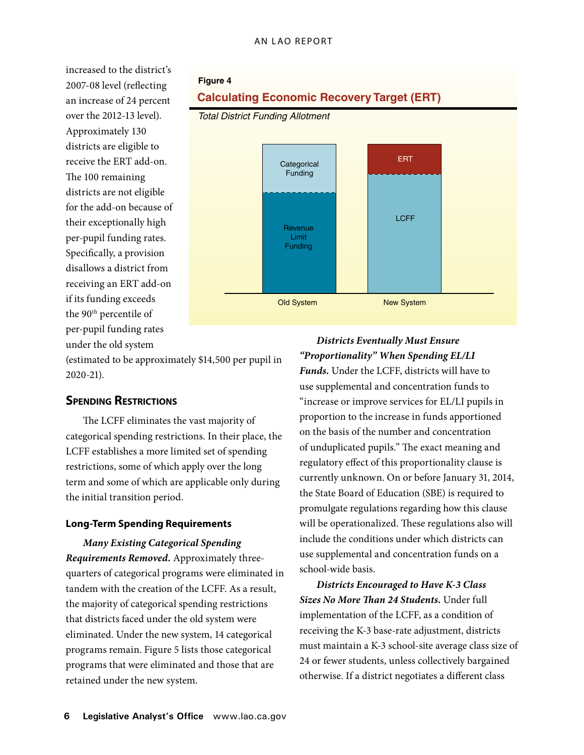increased to the district's 2007-08 level (reflecting an increase of 24 percent over the 2012-13 level). Approximately 130 districts are eligible to receive the ERT add-on. The 100 remaining districts are not eligible for the add-on because of their exceptionally high per-pupil funding rates. Specifically, a provision disallows a district from receiving an ERT add-on if its funding exceeds the 90th percentile of per-pupil funding rates under the old system (estimated to be approximately $14,500 per pupil in 2020-21).

**Figure 4**

**Calculating Economic Recovery Target (ERT)**

*Total District Funding Allotment*

Old System: Revenue Limit Funding; Categorical Funding

New System: LCFF; ERT

## Spending Restrictions

The LCFF eliminates the vast majority of categorical spending restrictions. In their place, the LCFF establishes a more limited set of spending restrictions, some of which apply over the long term and some of which are applicable only during the initial transition period.

### Long-Term Spending Requirements

***Many Existing Categorical Spending Requirements Removed.*** Approximately three-quarters of categorical programs were eliminated in tandem with the creation of the LCFF. As a result, the majority of categorical spending restrictions that districts faced under the old system were eliminated. Under the new system, 14 categorical programs remain. Figure 5 lists those categorical programs that were eliminated and those that are retained under the new system.

***Districts Eventually Must Ensure "Proportionality" When Spending EL/LI Funds.*** Under the LCFF, districts will have to use supplemental and concentration funds to "increase or improve services for EL/LI pupils in proportion to the increase in funds apportioned on the basis of the number and concentration of unduplicated pupils." The exact meaning and regulatory effect of this proportionality clause is currently unknown. On or before January 31, 2014, the State Board of Education (SBE) is required to promulgate regulations regarding how this clause will be operationalized. These regulations also will include the conditions under which districts can use supplemental and concentration funds on a school-wide basis.

***Districts Encouraged to Have K-3 Class Sizes No More Than 24 Students.*** Under full implementation of the LCFF, as a condition of receiving the K-3 base-rate adjustment, districts must maintain a K-3 school-site average class size of 24 or fewer students, unless collectively bargained otherwise. If a district negotiates a different class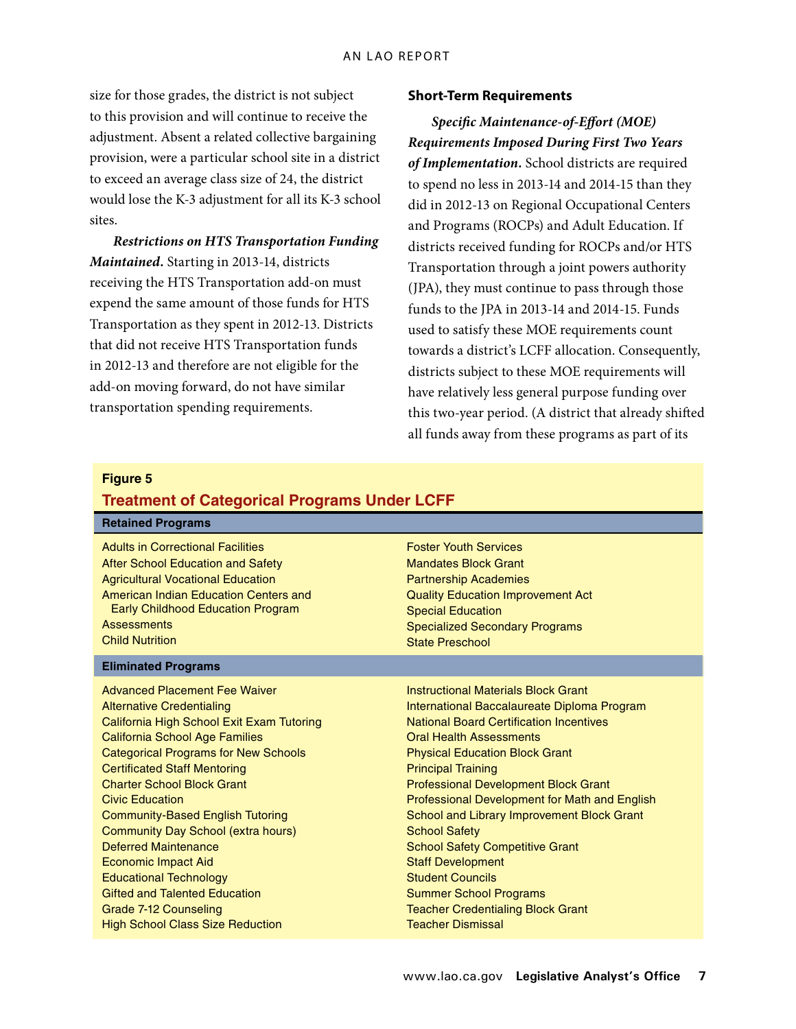size for those grades, the district is not subject to this provision and will continue to receive the adjustment. Absent a related collective bargaining provision, were a particular school site in a district to exceed an average class size of 24, the district would lose the K-3 adjustment for all its K-3 school sites.

***Restrictions on HTS Transportation Funding Maintained.*** Starting in 2013-14, districts receiving the HTS Transportation add-on must expend the same amount of those funds for HTS Transportation as they spent in 2012-13. Districts that did not receive HTS Transportation funds in 2012-13 and therefore are not eligible for the add-on moving forward, do not have similar transportation spending requirements.

### Short-Term Requirements

***Specific Maintenance-of-Effort (MOE) Requirements Imposed During First Two Years of Implementation.*** School districts are required to spend no less in 2013-14 and 2014-15 than they did in 2012-13 on Regional Occupational Centers and Programs (ROCPs) and Adult Education. If districts received funding for ROCPs and/or HTS Transportation through a joint powers authority (JPA), they must continue to pass through those funds to the JPA in 2013-14 and 2014-15. Funds used to satisfy these MOE requirements count towards a district's LCFF allocation. Consequently, districts subject to these MOE requirements will have relatively less general purpose funding over this two-year period. (A district that already shifted all funds away from these programs as part of its

**Figure 5**

**Treatment of Categorical Programs Under LCFF**

| Retained Programs | |
|---|---|
| Adults in Correctional Facilities | Foster Youth Services |
| After School Education and Safety | Mandates Block Grant |
| Agricultural Vocational Education | Partnership Academies |
| American Indian Education Centers and Early Childhood Education Program | Quality Education Improvement Act |
| Assessments | Special Education |
| Child Nutrition | Specialized Secondary Programs |
| | State Preschool |

| Eliminated Programs | |
|---|---|
| Advanced Placement Fee Waiver | Instructional Materials Block Grant |
| Alternative Credentialing | International Baccalaureate Diploma Program |
| California High School Exit Exam Tutoring | National Board Certification Incentives |
| California School Age Families | Oral Health Assessments |
| Categorical Programs for New Schools | Physical Education Block Grant |
| Certificated Staff Mentoring | Principal Training |
| Charter School Block Grant | Professional Development Block Grant |
| Civic Education | Professional Development for Math and English |
| Community-Based English Tutoring | School and Library Improvement Block Grant |
| Community Day School (extra hours) | School Safety |
| Deferred Maintenance | School Safety Competitive Grant |
| Economic Impact Aid | Staff Development |
| Educational Technology | Student Councils |
| Gifted and Talented Education | Summer School Programs |
| Grade 7-12 Counseling | Teacher Credentialing Block Grant |
| High School Class Size Reduction | Teacher Dismissal |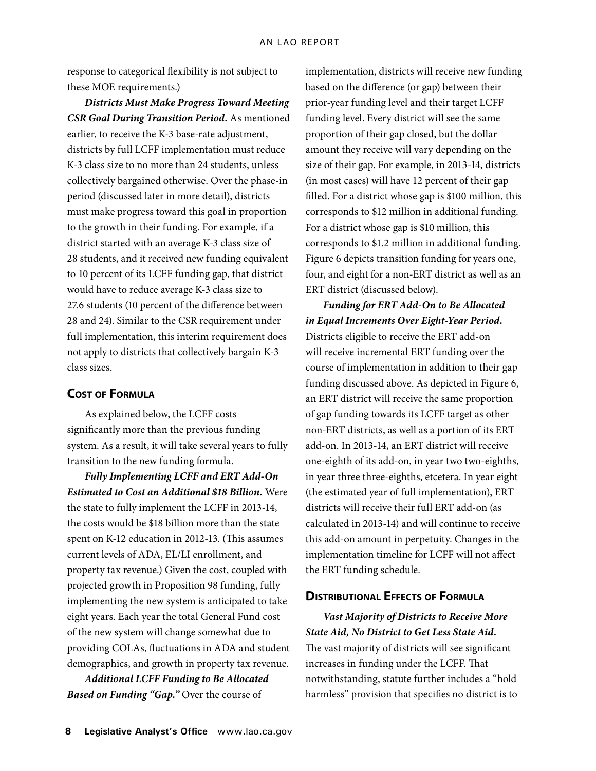response to categorical flexibility is not subject to these MOE requirements.)

***Districts Must Make Progress Toward Meeting CSR Goal During Transition Period.*** As mentioned earlier, to receive the K-3 base-rate adjustment, districts by full LCFF implementation must reduce K-3 class size to no more than 24 students, unless collectively bargained otherwise. Over the phase-in period (discussed later in more detail), districts must make progress toward this goal in proportion to the growth in their funding. For example, if a district started with an average K-3 class size of 28 students, and it received new funding equivalent to 10 percent of its LCFF funding gap, that district would have to reduce average K-3 class size to 27.6 students (10 percent of the difference between 28 and 24). Similar to the CSR requirement under full implementation, this interim requirement does not apply to districts that collectively bargain K-3 class sizes.

## Cost of Formula

As explained below, the LCFF costs significantly more than the previous funding system. As a result, it will take several years to fully transition to the new funding formula.

***Fully Implementing LCFF and ERT Add-On Estimated to Cost an Additional $18 Billion.*** Were the state to fully implement the LCFF in 2013-14, the costs would be $18 billion more than the state spent on K-12 education in 2012-13. (This assumes current levels of ADA, EL/LI enrollment, and property tax revenue.) Given the cost, coupled with projected growth in Proposition 98 funding, fully implementing the new system is anticipated to take eight years. Each year the total General Fund cost of the new system will change somewhat due to providing COLAs, fluctuations in ADA and student demographics, and growth in property tax revenue.

***Additional LCFF Funding to Be Allocated Based on Funding "Gap."*** Over the course of implementation, districts will receive new funding based on the difference (or gap) between their prior-year funding level and their target LCFF funding level. Every district will see the same proportion of their gap closed, but the dollar amount they receive will vary depending on the size of their gap. For example, in 2013-14, districts (in most cases) will have 12 percent of their gap filled. For a district whose gap is $100 million, this corresponds to $12 million in additional funding. For a district whose gap is $10 million, this corresponds to $1.2 million in additional funding. Figure 6 depicts transition funding for years one, four, and eight for a non-ERT district as well as an ERT district (discussed below).

***Funding for ERT Add-On to Be Allocated in Equal Increments Over Eight-Year Period.*** Districts eligible to receive the ERT add-on will receive incremental ERT funding over the course of implementation in addition to their gap funding discussed above. As depicted in Figure 6, an ERT district will receive the same proportion of gap funding towards its LCFF target as other non-ERT districts, as well as a portion of its ERT add-on. In 2013-14, an ERT district will receive one-eighth of its add-on, in year two two-eighths, in year three three-eighths, etcetera. In year eight (the estimated year of full implementation), ERT districts will receive their full ERT add-on (as calculated in 2013-14) and will continue to receive this add-on amount in perpetuity. Changes in the implementation timeline for LCFF will not affect the ERT funding schedule.

## Distributional Effects of Formula

***Vast Majority of Districts to Receive More State Aid, No District to Get Less State Aid.*** The vast majority of districts will see significant increases in funding under the LCFF. That notwithstanding, statute further includes a "hold harmless" provision that specifies no district is to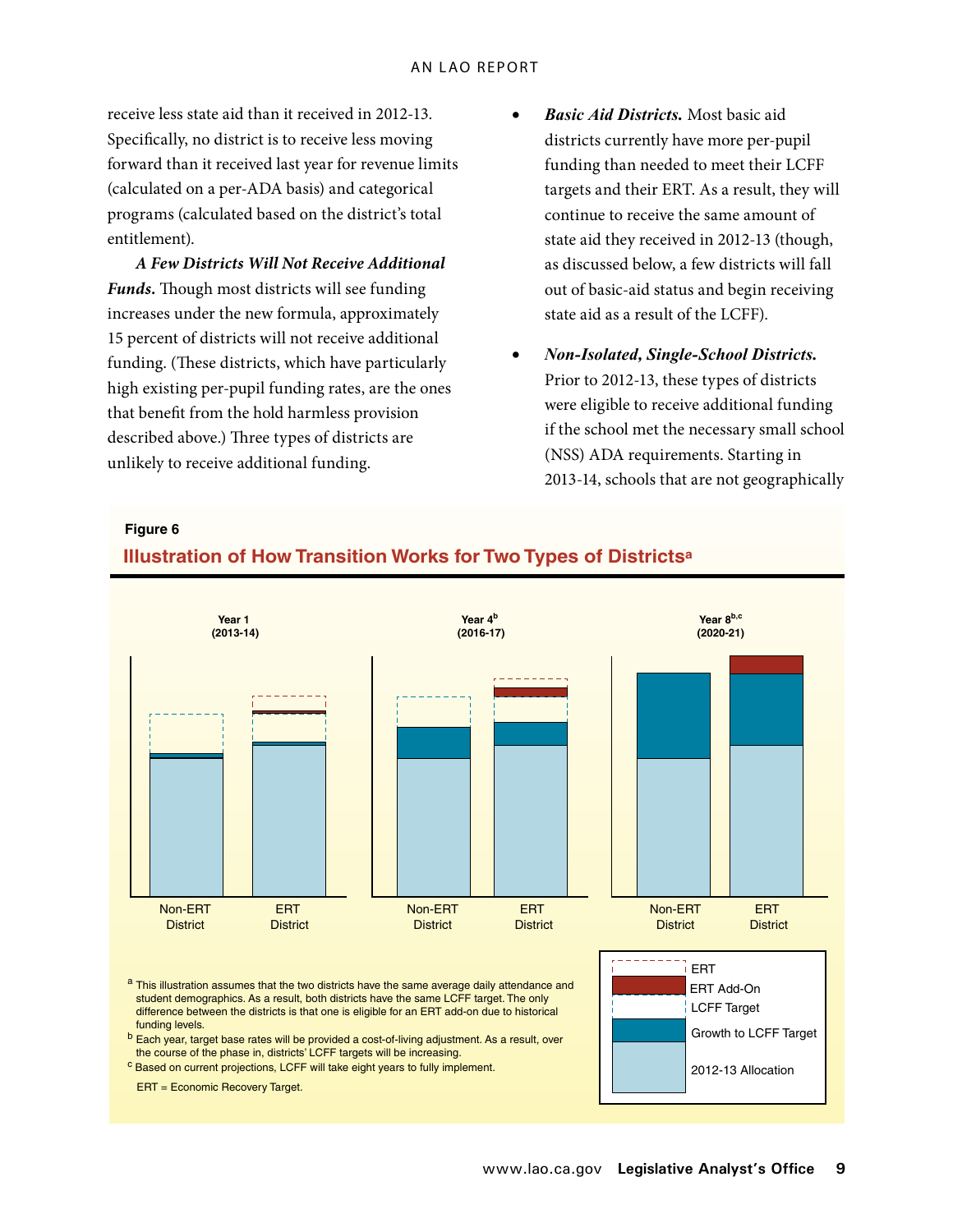receive less state aid than it received in 2012-13. Specifically, no district is to receive less moving forward than it received last year for revenue limits (calculated on a per-ADA basis) and categorical programs (calculated based on the district's total entitlement).

***A Few Districts Will Not Receive Additional Funds.*** Though most districts will see funding increases under the new formula, approximately 15 percent of districts will not receive additional funding. (These districts, which have particularly high existing per-pupil funding rates, are the ones that benefit from the hold harmless provision described above.) Three types of districts are unlikely to receive additional funding.

- ***Basic Aid Districts.*** Most basic aid districts currently have more per-pupil funding than needed to meet their LCFF targets and their ERT. As a result, they will continue to receive the same amount of state aid they received in 2012-13 (though, as discussed below, a few districts will fall out of basic-aid status and begin receiving state aid as a result of the LCFF).

- ***Non-Isolated, Single-School Districts.*** Prior to 2012-13, these types of districts were eligible to receive additional funding if the school met the necessary small school (NSS) ADA requirements. Starting in 2013-14, schools that are not geographically

**Figure 6**

**Illustration of How Transition Works for Two Types of Districts[a]**

Year 1 (2013-14) | Year 4[b] (2016-17) | Year 8[b,c] (2020-21)

Non-ERT District | ERT District

Legend: ERT; ERT Add-On; LCFF Target; Growth to LCFF Target; 2012-13 Allocation

[a] This illustration assumes that the two districts have the same average daily attendance and student demographics. As a result, both districts have the same LCFF target. The only difference between the districts is that one is eligible for an ERT add-on due to historical funding levels.

[b] Each year, target base rates will be provided a cost-of-living adjustment. As a result, over the course of the phase in, districts' LCFF targets will be increasing.

[c] Based on current projections, LCFF will take eight years to fully implement.

ERT = Economic Recovery Target.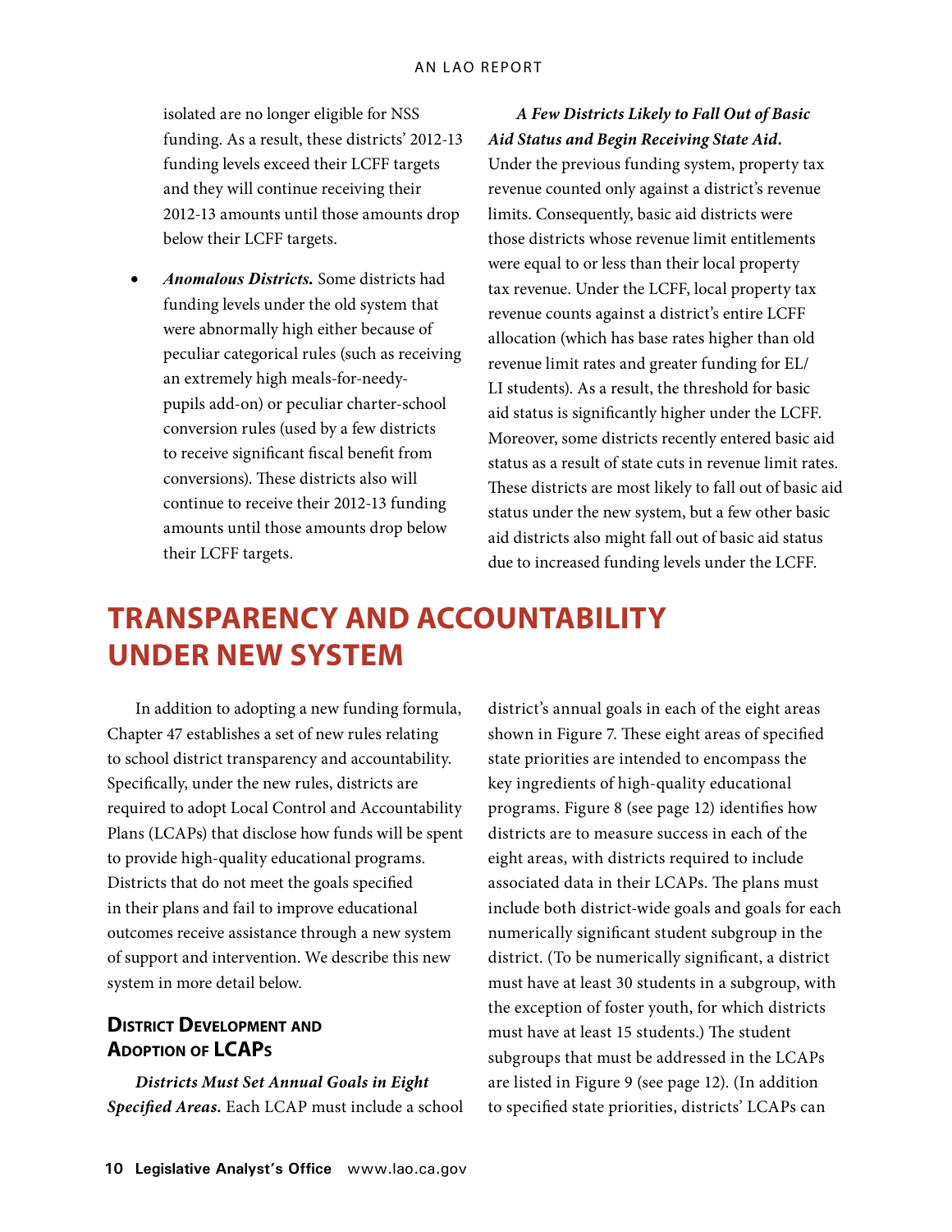isolated are no longer eligible for NSS funding. As a result, these districts' 2012-13 funding levels exceed their LCFF targets and they will continue receiving their 2012-13 amounts until those amounts drop below their LCFF targets.

- ***Anomalous Districts.*** Some districts had funding levels under the old system that were abnormally high either because of peculiar categorical rules (such as receiving an extremely high meals-for-needy-pupils add-on) or peculiar charter-school conversion rules (used by a few districts to receive significant fiscal benefit from conversions). These districts also will continue to receive their 2012-13 funding amounts until those amounts drop below their LCFF targets.

***A Few Districts Likely to Fall Out of Basic Aid Status and Begin Receiving State Aid.*** Under the previous funding system, property tax revenue counted only against a district's revenue limits. Consequently, basic aid districts were those districts whose revenue limit entitlements were equal to or less than their local property tax revenue. Under the LCFF, local property tax revenue counts against a district's entire LCFF allocation (which has base rates higher than old revenue limit rates and greater funding for EL/LI students). As a result, the threshold for basic aid status is significantly higher under the LCFF. Moreover, some districts recently entered basic aid status as a result of state cuts in revenue limit rates. These districts are most likely to fall out of basic aid status under the new system, but a few other basic aid districts also might fall out of basic aid status due to increased funding levels under the LCFF.

# TRANSPARENCY AND ACCOUNTABILITY UNDER NEW SYSTEM

In addition to adopting a new funding formula, Chapter 47 establishes a set of new rules relating to school district transparency and accountability. Specifically, under the new rules, districts are required to adopt Local Control and Accountability Plans (LCAPs) that disclose how funds will be spent to provide high-quality educational programs. Districts that do not meet the goals specified in their plans and fail to improve educational outcomes receive assistance through a new system of support and intervention. We describe this new system in more detail below.

## District Development and Adoption of LCAPs

***Districts Must Set Annual Goals in Eight Specified Areas.*** Each LCAP must include a school district's annual goals in each of the eight areas shown in Figure 7. These eight areas of specified state priorities are intended to encompass the key ingredients of high-quality educational programs. Figure 8 (see page 12) identifies how districts are to measure success in each of the eight areas, with districts required to include associated data in their LCAPs. The plans must include both district-wide goals and goals for each numerically significant student subgroup in the district. (To be numerically significant, a district must have at least 30 students in a subgroup, with the exception of foster youth, for which districts must have at least 15 students.) The student subgroups that must be addressed in the LCAPs are listed in Figure 9 (see page 12). (In addition to specified state priorities, districts' LCAPs can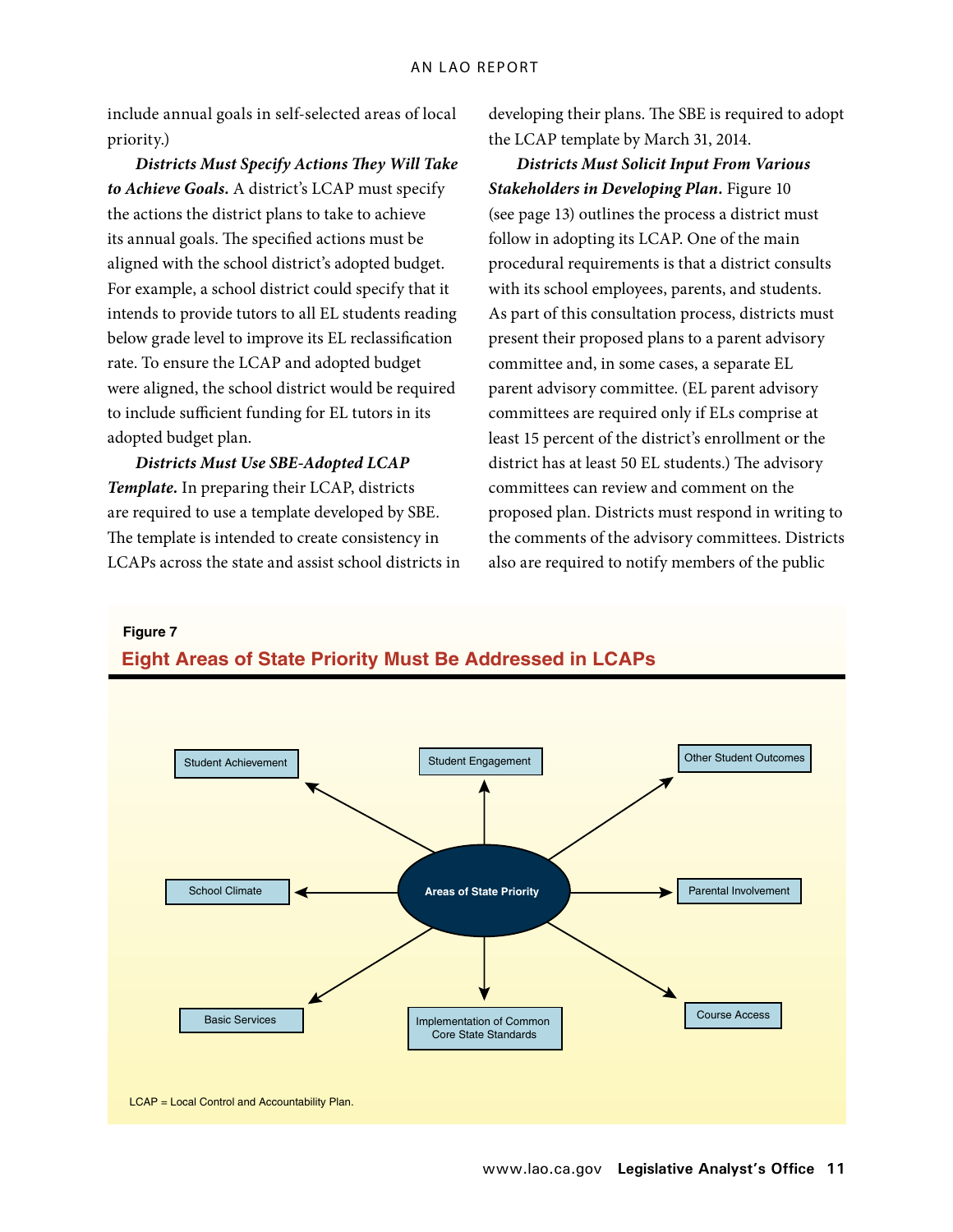include annual goals in self-selected areas of local priority.)

***Districts Must Specify Actions They Will Take to Achieve Goals.*** A district's LCAP must specify the actions the district plans to take to achieve its annual goals. The specified actions must be aligned with the school district's adopted budget. For example, a school district could specify that it intends to provide tutors to all EL students reading below grade level to improve its EL reclassification rate. To ensure the LCAP and adopted budget were aligned, the school district would be required to include sufficient funding for EL tutors in its adopted budget plan.

***Districts Must Use SBE-Adopted LCAP Template.*** In preparing their LCAP, districts are required to use a template developed by SBE. The template is intended to create consistency in LCAPs across the state and assist school districts in developing their plans. The SBE is required to adopt the LCAP template by March 31, 2014.

***Districts Must Solicit Input From Various Stakeholders in Developing Plan.*** Figure 10 (see page 13) outlines the process a district must follow in adopting its LCAP. One of the main procedural requirements is that a district consults with its school employees, parents, and students. As part of this consultation process, districts must present their proposed plans to a parent advisory committee and, in some cases, a separate EL parent advisory committee. (EL parent advisory committees are required only if ELs comprise at least 15 percent of the district's enrollment or the district has at least 50 EL students.) The advisory committees can review and comment on the proposed plan. Districts must respond in writing to the comments of the advisory committees. Districts also are required to notify members of the public

**Figure 7**

**Eight Areas of State Priority Must Be Addressed in LCAPs**

Areas of State Priority:

- Student Achievement
- Student Engagement
- Other Student Outcomes
- School Climate
- Parental Involvement
- Basic Services
- Implementation of Common Core State Standards
- Course Access

LCAP = Local Control and Accountability Plan.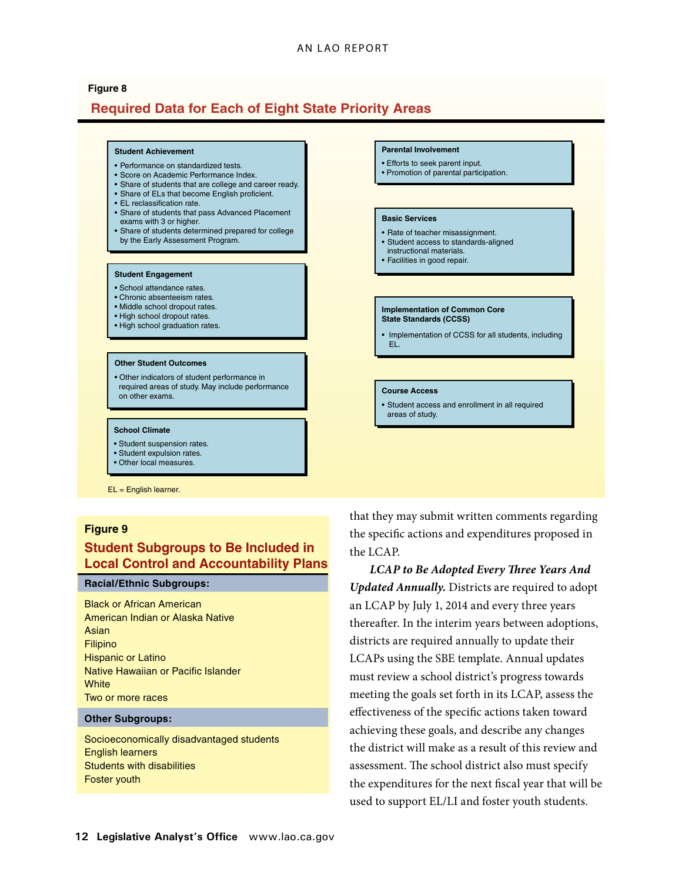**Figure 8**

## Required Data for Each of Eight State Priority Areas

**Student Achievement**

- Performance on standardized tests.
- Score on Academic Performance Index.
- Share of students that are college and career ready.
- Share of ELs that become English proficient.
- EL reclassification rate.
- Share of students that pass Advanced Placement exams with 3 or higher.
- Share of students determined prepared for college by the Early Assessment Program.

**Student Engagement**

- School attendance rates.
- Chronic absenteeism rates.
- Middle school dropout rates.
- High school dropout rates.
- High school graduation rates.

**Other Student Outcomes**

- Other indicators of student performance in required areas of study. May include performance on other exams.

**School Climate**

- Student suspension rates.
- Student expulsion rates.
- Other local measures.

**Parental Involvement**

- Efforts to seek parent input.
- Promotion of parental participation.

**Basic Services**

- Rate of teacher misassignment.
- Student access to standards-aligned instructional materials.
- Facilities in good repair.

**Implementation of Common Core State Standards (CCSS)**

- Implementation of CCSS for all students, including EL.

**Course Access**

- Student access and enrollment in all required areas of study.

EL = English learner.

**Figure 9**

## Student Subgroups to Be Included in Local Control and Accountability Plans

**Racial/Ethnic Subgroups:**

Black or African American
American Indian or Alaska Native
Asian
Filipino
Hispanic or Latino
Native Hawaiian or Pacific Islander
White
Two or more races

**Other Subgroups:**

Socioeconomically disadvantaged students
English learners
Students with disabilities
Foster youth

that they may submit written comments regarding the specific actions and expenditures proposed in the LCAP.

***LCAP to Be Adopted Every Three Years And Updated Annually.*** Districts are required to adopt an LCAP by July 1, 2014 and every three years thereafter. In the interim years between adoptions, districts are required annually to update their LCAPs using the SBE template. Annual updates must review a school district's progress towards meeting the goals set forth in its LCAP, assess the effectiveness of the specific actions taken toward achieving these goals, and describe any changes the district will make as a result of this review and assessment. The school district also must specify the expenditures for the next fiscal year that will be used to support EL/LI and foster youth students.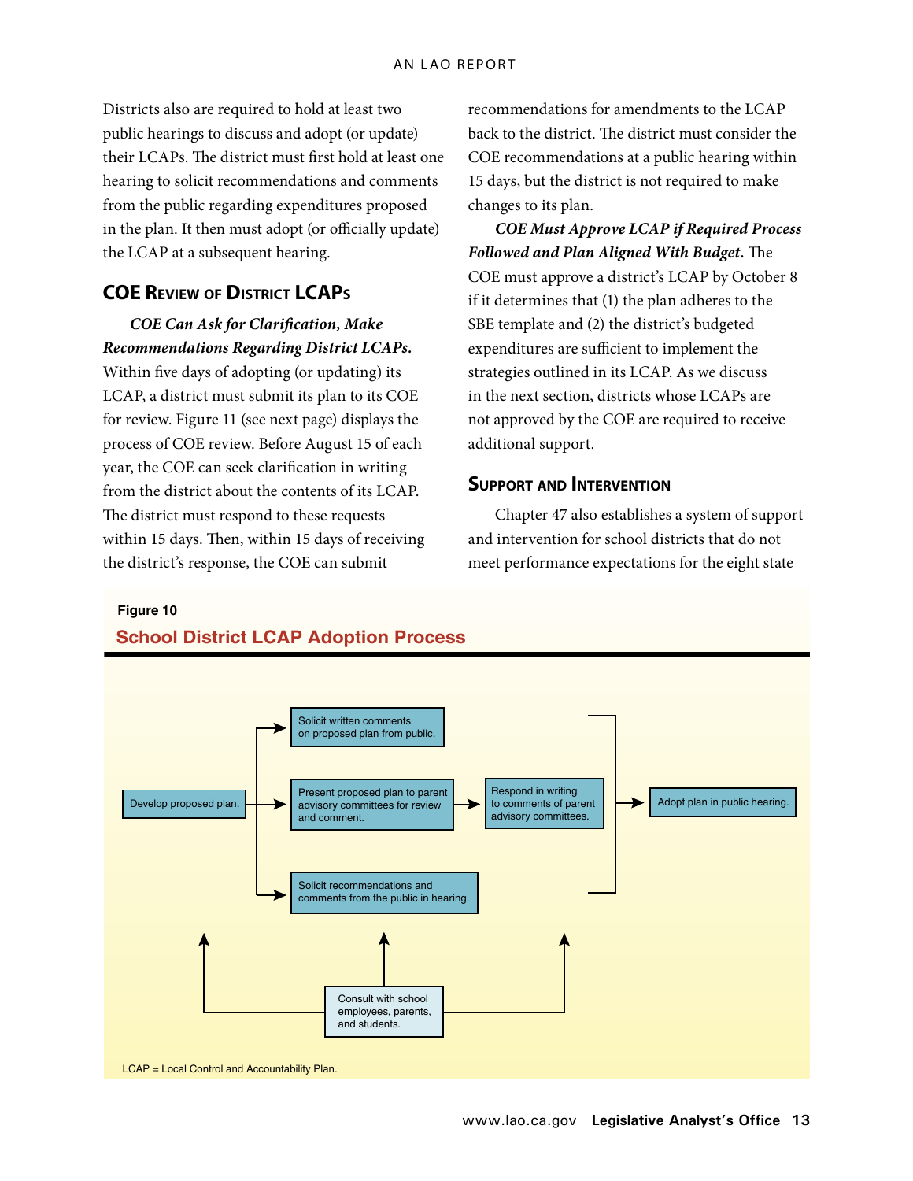Districts also are required to hold at least two public hearings to discuss and adopt (or update) their LCAPs. The district must first hold at least one hearing to solicit recommendations and comments from the public regarding expenditures proposed in the plan. It then must adopt (or officially update) the LCAP at a subsequent hearing.

### COE Review of District LCAPs

***COE Can Ask for Clarification, Make Recommendations Regarding District LCAPs.*** Within five days of adopting (or updating) its LCAP, a district must submit its plan to its COE for review. Figure 11 (see next page) displays the process of COE review. Before August 15 of each year, the COE can seek clarification in writing from the district about the contents of its LCAP. The district must respond to these requests within 15 days. Then, within 15 days of receiving the district's response, the COE can submit recommendations for amendments to the LCAP back to the district. The district must consider the COE recommendations at a public hearing within 15 days, but the district is not required to make changes to its plan.

***COE Must Approve LCAP if Required Process Followed and Plan Aligned With Budget.*** The COE must approve a district's LCAP by October 8 if it determines that (1) the plan adheres to the SBE template and (2) the district's budgeted expenditures are sufficient to implement the strategies outlined in its LCAP. As we discuss in the next section, districts whose LCAPs are not approved by the COE are required to receive additional support.

### Support and Intervention

Chapter 47 also establishes a system of support and intervention for school districts that do not meet performance expectations for the eight state

**Figure 10**

**School District LCAP Adoption Process**

- Develop proposed plan.
  - → Solicit written comments on proposed plan from public.
  - → Present proposed plan to parent advisory committees for review and comment. → Respond in writing to comments of parent advisory committees.
  - → Solicit recommendations and comments from the public in hearing.
- → Adopt plan in public hearing.
- Consult with school employees, parents, and students. (informs the steps above)

LCAP = Local Control and Accountability Plan.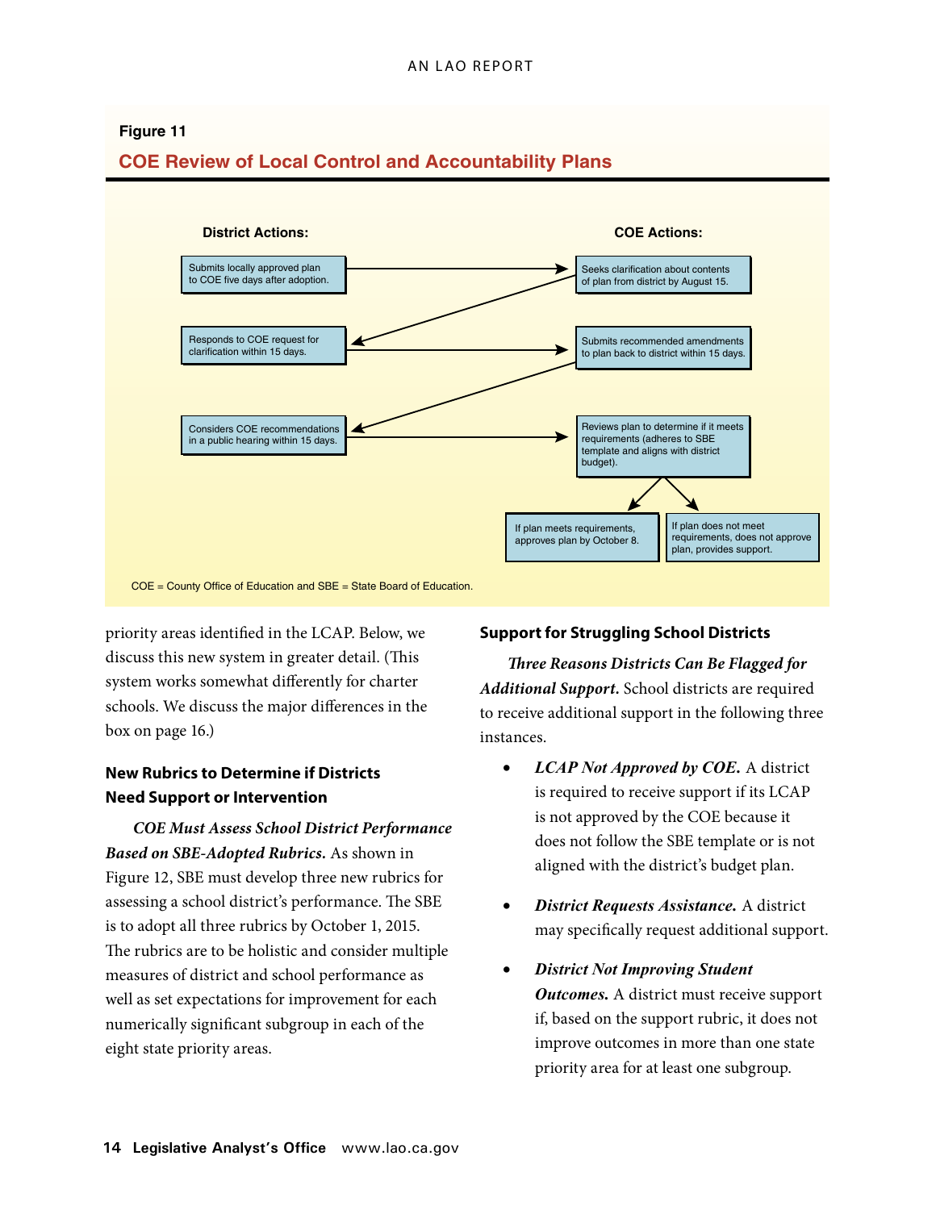**Figure 11**

**COE Review of Local Control and Accountability Plans**

**District Actions:**

- Submits locally approved plan to COE five days after adoption.
- Responds to COE request for clarification within 15 days.
- Considers COE recommendations in a public hearing within 15 days.

**COE Actions:**

- Seeks clarification about contents of plan from district by August 15.
- Submits recommended amendments to plan back to district within 15 days.
- Reviews plan to determine if it meets requirements (adheres to SBE template and aligns with district budget).
  - If plan meets requirements, approves plan by October 8.
  - If plan does not meet requirements, does not approve plan, provides support.

COE = County Office of Education and SBE = State Board of Education.

priority areas identified in the LCAP. Below, we discuss this new system in greater detail. (This system works somewhat differently for charter schools. We discuss the major differences in the box on page 16.)

### New Rubrics to Determine if Districts Need Support or Intervention

***COE Must Assess School District Performance Based on SBE-Adopted Rubrics.*** As shown in Figure 12, SBE must develop three new rubrics for assessing a school district's performance. The SBE is to adopt all three rubrics by October 1, 2015. The rubrics are to be holistic and consider multiple measures of district and school performance as well as set expectations for improvement for each numerically significant subgroup in each of the eight state priority areas.

### Support for Struggling School Districts

***Three Reasons Districts Can Be Flagged for Additional Support.*** School districts are required to receive additional support in the following three instances.

- ***LCAP Not Approved by COE.*** A district is required to receive support if its LCAP is not approved by the COE because it does not follow the SBE template or is not aligned with the district's budget plan.
- ***District Requests Assistance.*** A district may specifically request additional support.
- ***District Not Improving Student Outcomes.*** A district must receive support if, based on the support rubric, it does not improve outcomes in more than one state priority area for at least one subgroup.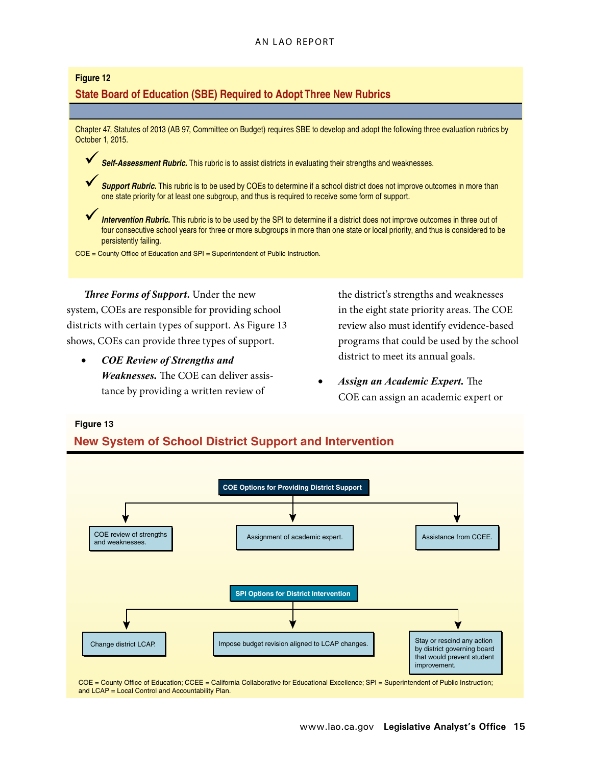**Figure 12**

**State Board of Education (SBE) Required to Adopt Three New Rubrics**

Chapter 47, Statutes of 2013 (AB 97, Committee on Budget) requires SBE to develop and adopt the following three evaluation rubrics by October 1, 2015.

- ✓ ***Self-Assessment Rubric.*** This rubric is to assist districts in evaluating their strengths and weaknesses.
- ✓ ***Support Rubric.*** This rubric is to be used by COEs to determine if a school district does not improve outcomes in more than one state priority for at least one subgroup, and thus is required to receive some form of support.
- ✓ ***Intervention Rubric.*** This rubric is to be used by the SPI to determine if a district does not improve outcomes in three out of four consecutive school years for three or more subgroups in more than one state or local priority, and thus is considered to be persistently failing.

COE = County Office of Education and SPI = Superintendent of Public Instruction.

***Three Forms of Support.*** Under the new system, COEs are responsible for providing school districts with certain types of support. As Figure 13 shows, COEs can provide three types of support.

- ***COE Review of Strengths and Weaknesses.*** The COE can deliver assistance by providing a written review of the district's strengths and weaknesses in the eight state priority areas. The COE review also must identify evidence-based programs that could be used by the school district to meet its annual goals.
- ***Assign an Academic Expert.*** The COE can assign an academic expert or

**Figure 13**

**New System of School District Support and Intervention**

**COE Options for Providing District Support**

- COE review of strengths and weaknesses.
- Assignment of academic expert.
- Assistance from CCEE.

**SPI Options for District Intervention**

- Change district LCAP.
- Impose budget revision aligned to LCAP changes.
- Stay or rescind any action by district governing board that would prevent student improvement.

COE = County Office of Education; CCEE = California Collaborative for Educational Excellence; SPI = Superintendent of Public Instruction; and LCAP = Local Control and Accountability Plan.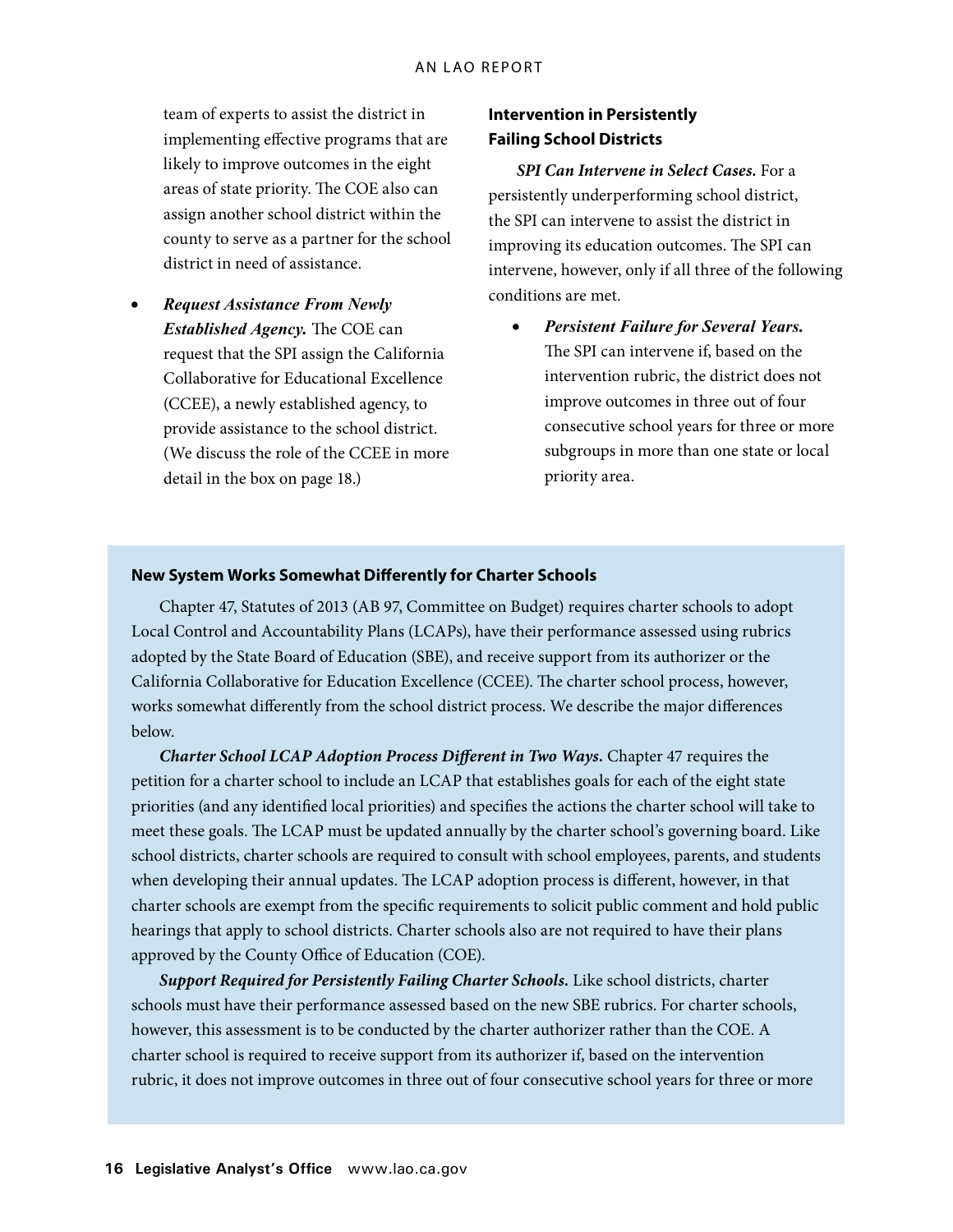team of experts to assist the district in implementing effective programs that are likely to improve outcomes in the eight areas of state priority. The COE also can assign another school district within the county to serve as a partner for the school district in need of assistance.

- ***Request Assistance From Newly Established Agency.*** The COE can request that the SPI assign the California Collaborative for Educational Excellence (CCEE), a newly established agency, to provide assistance to the school district. (We discuss the role of the CCEE in more detail in the box on page 18.)

### Intervention in Persistently Failing School Districts

***SPI Can Intervene in Select Cases.*** For a persistently underperforming school district, the SPI can intervene to assist the district in improving its education outcomes. The SPI can intervene, however, only if all three of the following conditions are met.

- ***Persistent Failure for Several Years.*** The SPI can intervene if, based on the intervention rubric, the district does not improve outcomes in three out of four consecutive school years for three or more subgroups in more than one state or local priority area.

### New System Works Somewhat Differently for Charter Schools

Chapter 47, Statutes of 2013 (AB 97, Committee on Budget) requires charter schools to adopt Local Control and Accountability Plans (LCAPs), have their performance assessed using rubrics adopted by the State Board of Education (SBE), and receive support from its authorizer or the California Collaborative for Education Excellence (CCEE). The charter school process, however, works somewhat differently from the school district process. We describe the major differences below.

***Charter School LCAP Adoption Process Different in Two Ways.*** Chapter 47 requires the petition for a charter school to include an LCAP that establishes goals for each of the eight state priorities (and any identified local priorities) and specifies the actions the charter school will take to meet these goals. The LCAP must be updated annually by the charter school's governing board. Like school districts, charter schools are required to consult with school employees, parents, and students when developing their annual updates. The LCAP adoption process is different, however, in that charter schools are exempt from the specific requirements to solicit public comment and hold public hearings that apply to school districts. Charter schools also are not required to have their plans approved by the County Office of Education (COE).

***Support Required for Persistently Failing Charter Schools.*** Like school districts, charter schools must have their performance assessed based on the new SBE rubrics. For charter schools, however, this assessment is to be conducted by the charter authorizer rather than the COE. A charter school is required to receive support from its authorizer if, based on the intervention rubric, it does not improve outcomes in three out of four consecutive school years for three or more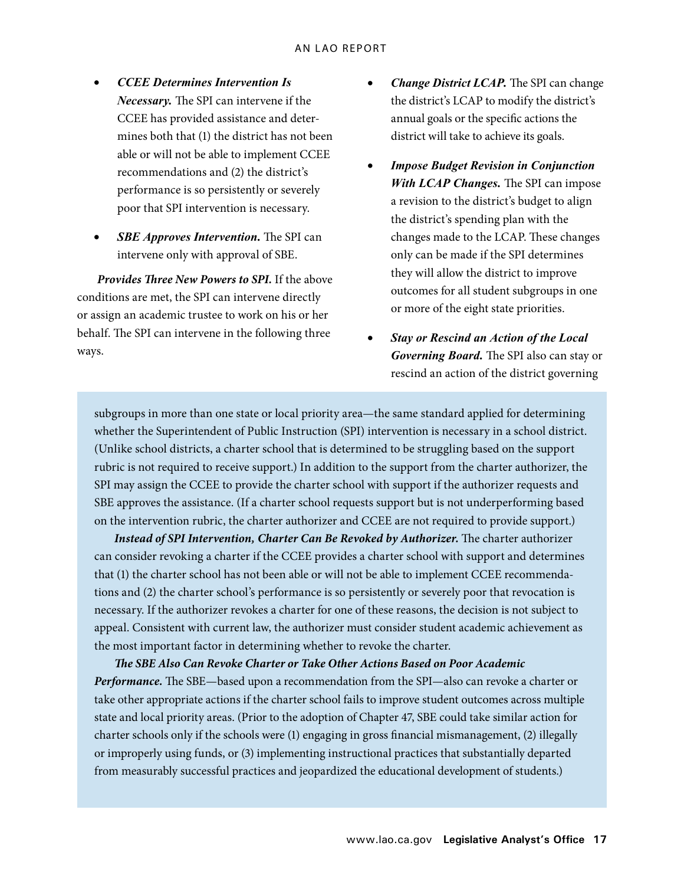- ***CCEE Determines Intervention Is Necessary.*** The SPI can intervene if the CCEE has provided assistance and determines both that (1) the district has not been able or will not be able to implement CCEE recommendations and (2) the district's performance is so persistently or severely poor that SPI intervention is necessary.

- ***SBE Approves Intervention.*** The SPI can intervene only with approval of SBE.

***Provides Three New Powers to SPI.*** If the above conditions are met, the SPI can intervene directly or assign an academic trustee to work on his or her behalf. The SPI can intervene in the following three ways.

- ***Change District LCAP.*** The SPI can change the district's LCAP to modify the district's annual goals or the specific actions the district will take to achieve its goals.

- ***Impose Budget Revision in Conjunction With LCAP Changes.*** The SPI can impose a revision to the district's budget to align the district's spending plan with the changes made to the LCAP. These changes only can be made if the SPI determines they will allow the district to improve outcomes for all student subgroups in one or more of the eight state priorities.

- ***Stay or Rescind an Action of the Local Governing Board.*** The SPI also can stay or rescind an action of the district governing

subgroups in more than one state or local priority area—the same standard applied for determining whether the Superintendent of Public Instruction (SPI) intervention is necessary in a school district. (Unlike school districts, a charter school that is determined to be struggling based on the support rubric is not required to receive support.) In addition to the support from the charter authorizer, the SPI may assign the CCEE to provide the charter school with support if the authorizer requests and SBE approves the assistance. (If a charter school requests support but is not underperforming based on the intervention rubric, the charter authorizer and CCEE are not required to provide support.)

***Instead of SPI Intervention, Charter Can Be Revoked by Authorizer.*** The charter authorizer can consider revoking a charter if the CCEE provides a charter school with support and determines that (1) the charter school has not been able or will not be able to implement CCEE recommendations and (2) the charter school's performance is so persistently or severely poor that revocation is necessary. If the authorizer revokes a charter for one of these reasons, the decision is not subject to appeal. Consistent with current law, the authorizer must consider student academic achievement as the most important factor in determining whether to revoke the charter.

***The SBE Also Can Revoke Charter or Take Other Actions Based on Poor Academic Performance.*** The SBE—based upon a recommendation from the SPI—also can revoke a charter or take other appropriate actions if the charter school fails to improve student outcomes across multiple state and local priority areas. (Prior to the adoption of Chapter 47, SBE could take similar action for charter schools only if the schools were (1) engaging in gross financial mismanagement, (2) illegally or improperly using funds, or (3) implementing instructional practices that substantially departed from measurably successful practices and jeopardized the educational development of students.)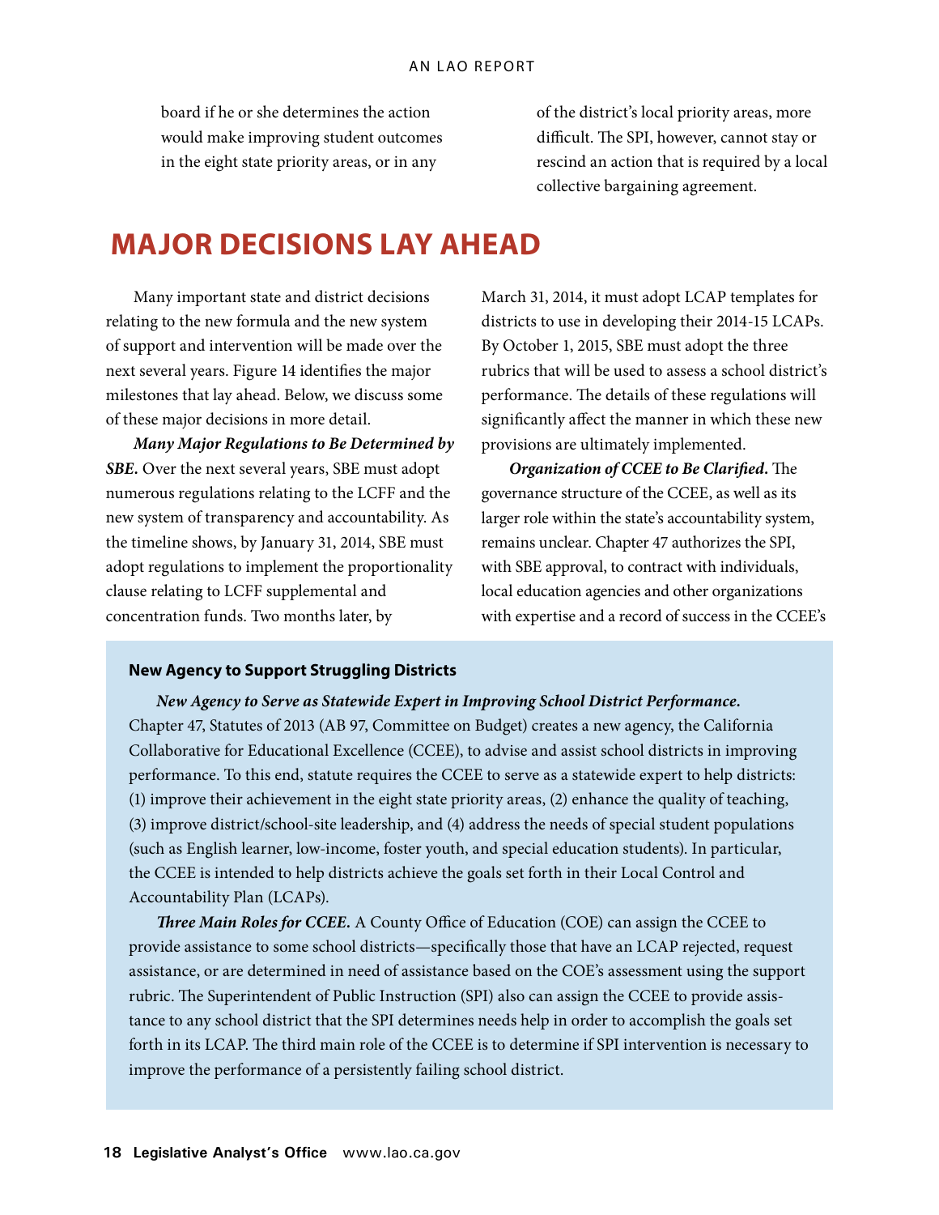board if he or she determines the action would make improving student outcomes in the eight state priority areas, or in any of the district's local priority areas, more difficult. The SPI, however, cannot stay or rescind an action that is required by a local collective bargaining agreement.

# MAJOR DECISIONS LAY AHEAD

Many important state and district decisions relating to the new formula and the new system of support and intervention will be made over the next several years. Figure 14 identifies the major milestones that lay ahead. Below, we discuss some of these major decisions in more detail.

***Many Major Regulations to Be Determined by SBE.*** Over the next several years, SBE must adopt numerous regulations relating to the LCFF and the new system of transparency and accountability. As the timeline shows, by January 31, 2014, SBE must adopt regulations to implement the proportionality clause relating to LCFF supplemental and concentration funds. Two months later, by March 31, 2014, it must adopt LCAP templates for districts to use in developing their 2014-15 LCAPs. By October 1, 2015, SBE must adopt the three rubrics that will be used to assess a school district's performance. The details of these regulations will significantly affect the manner in which these new provisions are ultimately implemented.

***Organization of CCEE to Be Clarified.*** The governance structure of the CCEE, as well as its larger role within the state's accountability system, remains unclear. Chapter 47 authorizes the SPI, with SBE approval, to contract with individuals, local education agencies and other organizations with expertise and a record of success in the CCEE's

**New Agency to Support Struggling Districts**

***New Agency to Serve as Statewide Expert in Improving School District Performance.*** Chapter 47, Statutes of 2013 (AB 97, Committee on Budget) creates a new agency, the California Collaborative for Educational Excellence (CCEE), to advise and assist school districts in improving performance. To this end, statute requires the CCEE to serve as a statewide expert to help districts: (1) improve their achievement in the eight state priority areas, (2) enhance the quality of teaching, (3) improve district/school-site leadership, and (4) address the needs of special student populations (such as English learner, low-income, foster youth, and special education students). In particular, the CCEE is intended to help districts achieve the goals set forth in their Local Control and Accountability Plan (LCAPs).

***Three Main Roles for CCEE.*** A County Office of Education (COE) can assign the CCEE to provide assistance to some school districts—specifically those that have an LCAP rejected, request assistance, or are determined in need of assistance based on the COE's assessment using the support rubric. The Superintendent of Public Instruction (SPI) also can assign the CCEE to provide assistance to any school district that the SPI determines needs help in order to accomplish the goals set forth in its LCAP. The third main role of the CCEE is to determine if SPI intervention is necessary to improve the performance of a persistently failing school district.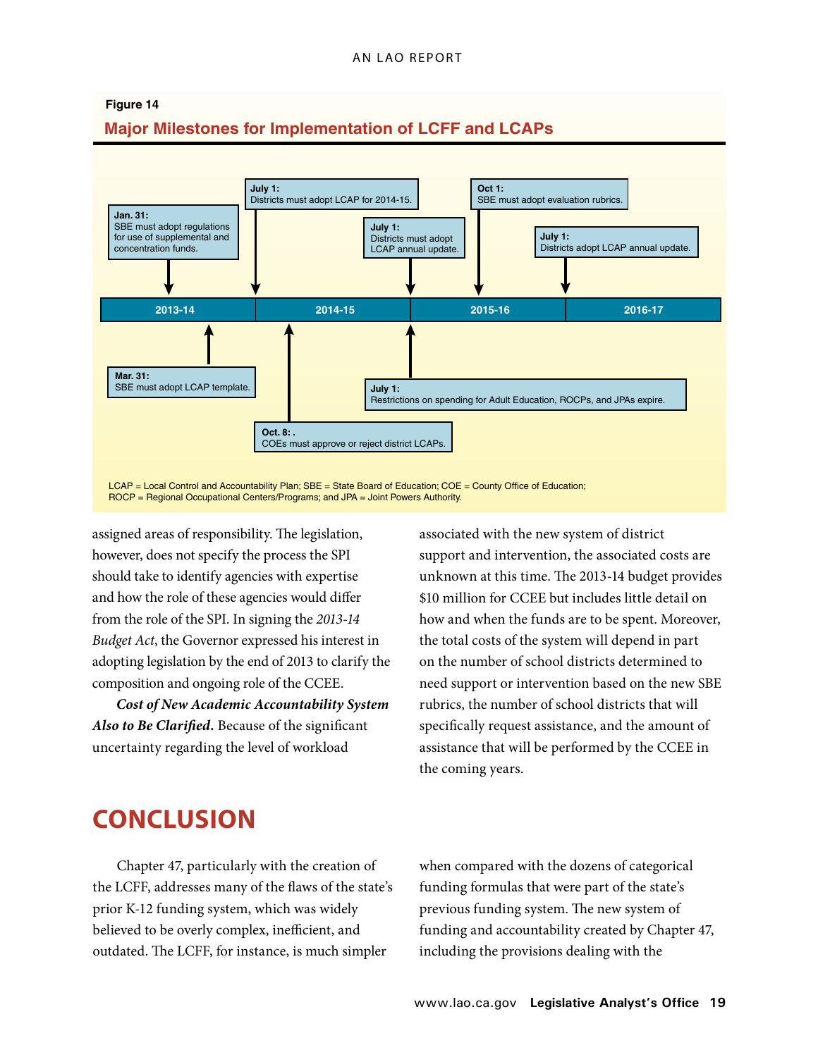**Figure 14**

**Major Milestones for Implementation of LCFF and LCAPs**

| Fiscal Year | Milestones |
| --- | --- |
| 2013-14 | **Jan. 31:** SBE must adopt regulations for use of supplemental and concentration funds. |
| 2013-14 | **Mar. 31:** SBE must adopt LCAP template. |
| 2014-15 | **July 1:** Districts must adopt LCAP for 2014-15. |
| 2014-15 | **Oct. 8:** . COEs must approve or reject district LCAPs. |
| 2015-16 | **July 1:** Districts must adopt LCAP annual update. |
| 2015-16 | **July 1:** Restrictions on spending for Adult Education, ROCPs, and JPAs expire. |
| 2015-16 | **Oct 1:** SBE must adopt evaluation rubrics. |
| 2016-17 | **July 1:** Districts adopt LCAP annual update. |

LCAP = Local Control and Accountability Plan; SBE = State Board of Education; COE = County Office of Education; ROCP = Regional Occupational Centers/Programs; and JPA = Joint Powers Authority.

assigned areas of responsibility. The legislation, however, does not specify the process the SPI should take to identify agencies with expertise and how the role of these agencies would differ from the role of the SPI. In signing the *2013-14 Budget Act*, the Governor expressed his interest in adopting legislation by the end of 2013 to clarify the composition and ongoing role of the CCEE.

***Cost of New Academic Accountability System Also to Be Clarified.*** Because of the significant uncertainty regarding the level of workload associated with the new system of district support and intervention, the associated costs are unknown at this time. The 2013-14 budget provides $10 million for CCEE but includes little detail on how and when the funds are to be spent. Moreover, the total costs of the system will depend in part on the number of school districts determined to need support or intervention based on the new SBE rubrics, the number of school districts that will specifically request assistance, and the amount of assistance that will be performed by the CCEE in the coming years.

# CONCLUSION

Chapter 47, particularly with the creation of the LCFF, addresses many of the flaws of the state's prior K-12 funding system, which was widely believed to be overly complex, inefficient, and outdated. The LCFF, for instance, is much simpler when compared with the dozens of categorical funding formulas that were part of the state's previous funding system. The new system of funding and accountability created by Chapter 47, including the provisions dealing with the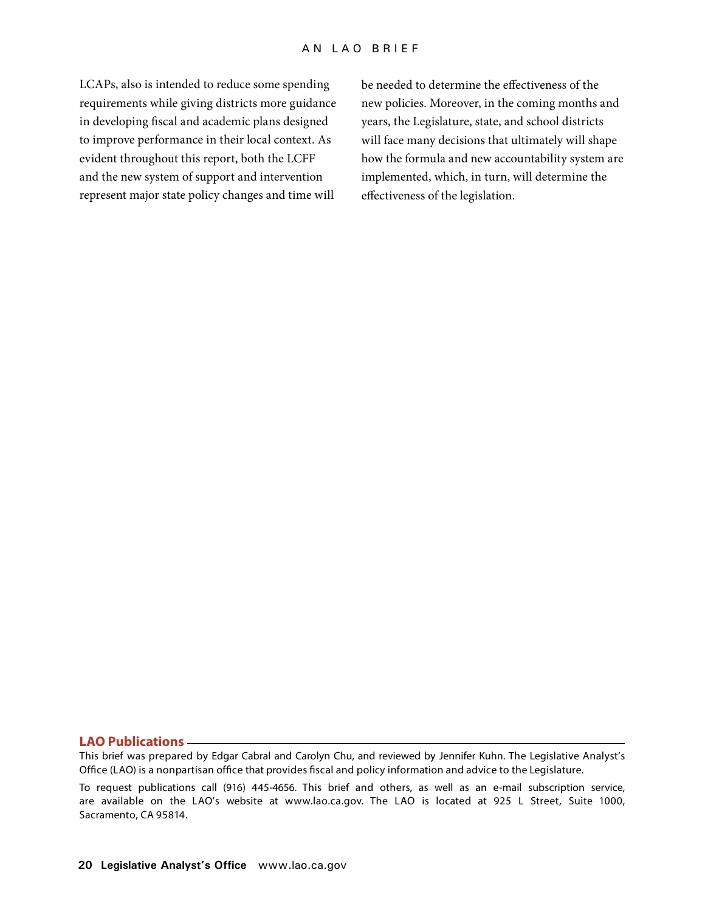LCAPs, also is intended to reduce some spending requirements while giving districts more guidance in developing fiscal and academic plans designed to improve performance in their local context. As evident throughout this report, both the LCFF and the new system of support and intervention represent major state policy changes and time will be needed to determine the effectiveness of the new policies. Moreover, in the coming months and years, the Legislature, state, and school districts will face many decisions that ultimately will shape how the formula and new accountability system are implemented, which, in turn, will determine the effectiveness of the legislation.

## LAO Publications

This brief was prepared by Edgar Cabral and Carolyn Chu, and reviewed by Jennifer Kuhn. The Legislative Analyst's Office (LAO) is a nonpartisan office that provides fiscal and policy information and advice to the Legislature.

To request publications call (916) 445-4656. This brief and others, as well as an e-mail subscription service, are available on the LAO's website at www.lao.ca.gov. The LAO is located at 925 L Street, Suite 1000, Sacramento, CA 95814.